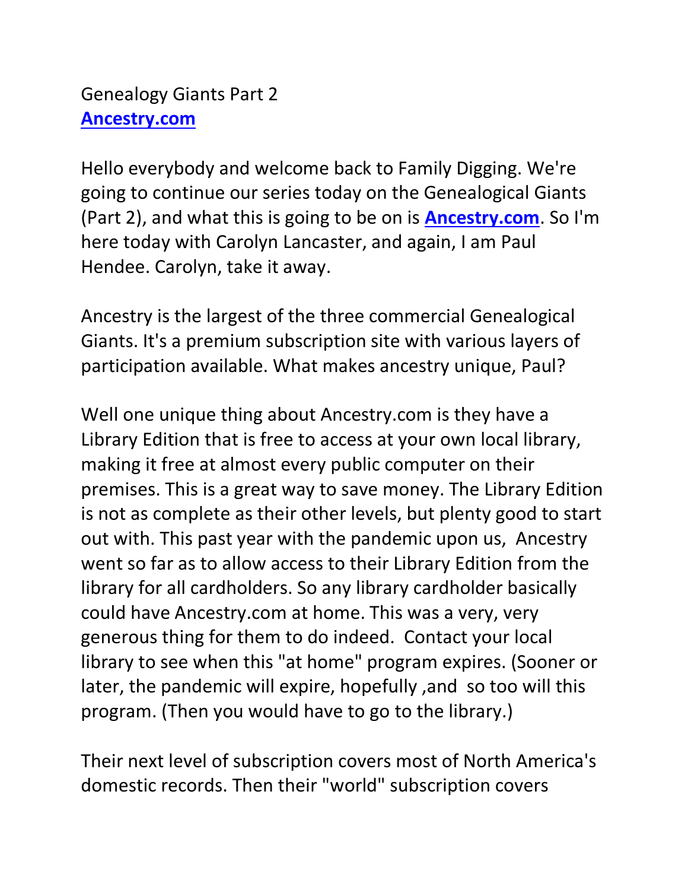Genealogy Giants Part 2

**Ancestry.com**

Hello everybody and welcome back to Family Digging. We're going to continue our series today on the Genealogical Giants (Part 2), and what this is going to be on is **Ancestry.com**. So I'm here today with Carolyn Lancaster, and again, I am Paul Hendee. Carolyn, take it away.

Ancestry is the largest of the three commercial Genealogical Giants. It's a premium subscription site with various layers of participation available. What makes ancestry unique, Paul?

Well one unique thing about Ancestry.com is they have a Library Edition that is free to access at your own local library, making it free at almost every public computer on their premises. This is a great way to save money. The Library Edition is not as complete as their other levels, but plenty good to start out with. This past year with the pandemic upon us, Ancestry went so far as to allow access to their Library Edition from the library for all cardholders. So any library cardholder basically could have Ancestry.com at home. This was a very, very generous thing for them to do indeed. Contact your local library to see when this "at home" program expires. (Sooner or later, the pandemic will expire, hopefully ,and so too will this program. (Then you would have to go to the library.)

Their next level of subscription covers most of North America's domestic records. Then their "world" subscription covers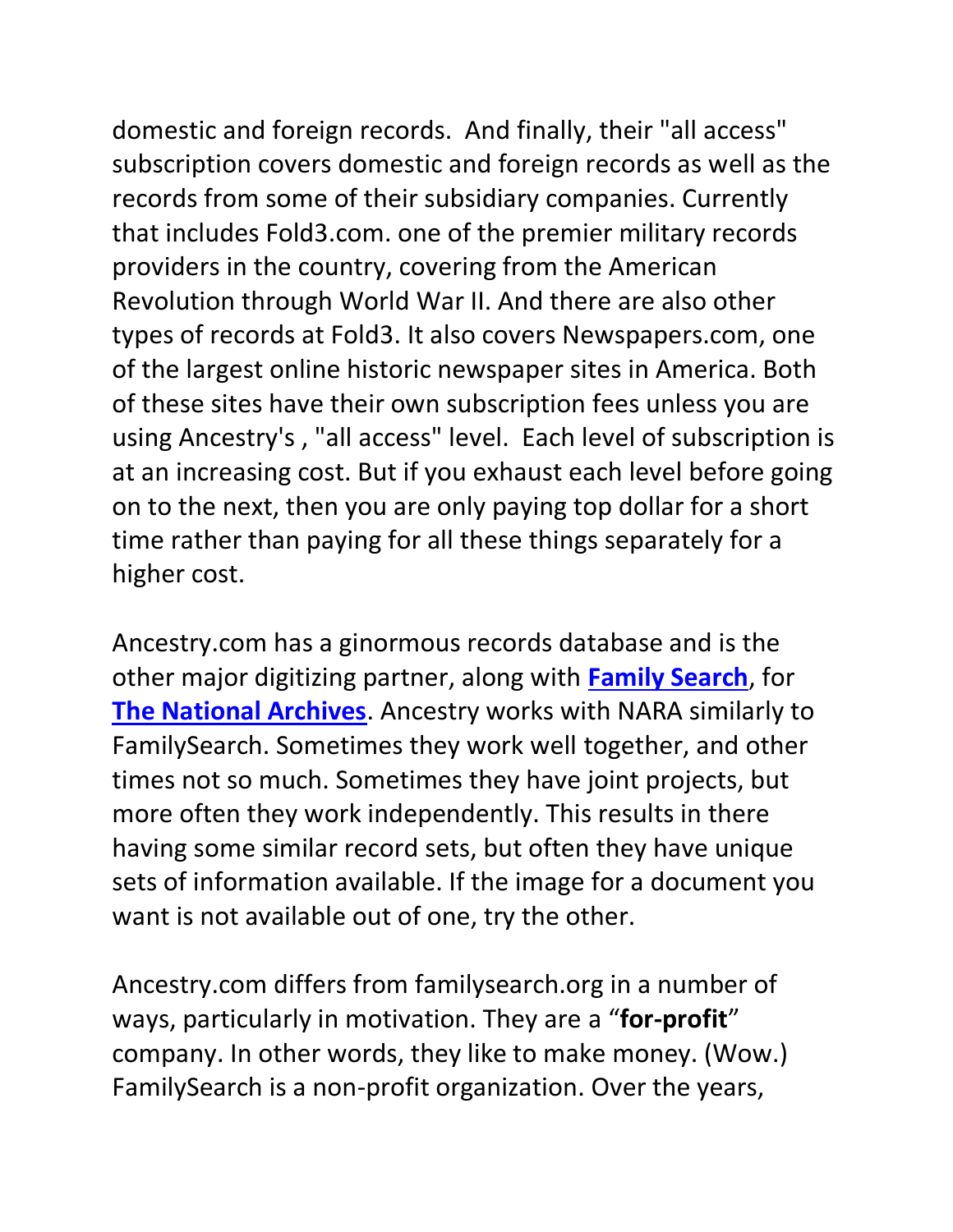domestic and foreign records. And finally, their "all access" subscription covers domestic and foreign records as well as the records from some of their subsidiary companies. Currently that includes Fold3.com. one of the premier military records providers in the country, covering from the American Revolution through World War II. And there are also other types of records at Fold3. It also covers Newspapers.com, one of the largest online historic newspaper sites in America. Both of these sites have their own subscription fees unless you are using Ancestry's , "all access" level. Each level of subscription is at an increasing cost. But if you exhaust each level before going on to the next, then you are only paying top dollar for a short time rather than paying for all these things separately for a higher cost.

Ancestry.com has a ginormous records database and is the other major digitizing partner, along with **Family Search**, for **The National Archives**. Ancestry works with NARA similarly to FamilySearch. Sometimes they work well together, and other times not so much. Sometimes they have joint projects, but more often they work independently. This results in there having some similar record sets, but often they have unique sets of information available. If the image for a document you want is not available out of one, try the other.

Ancestry.com differs from familysearch.org in a number of ways, particularly in motivation. They are a "**for-profit**" company. In other words, they like to make money. (Wow.) FamilySearch is a non-profit organization. Over the years,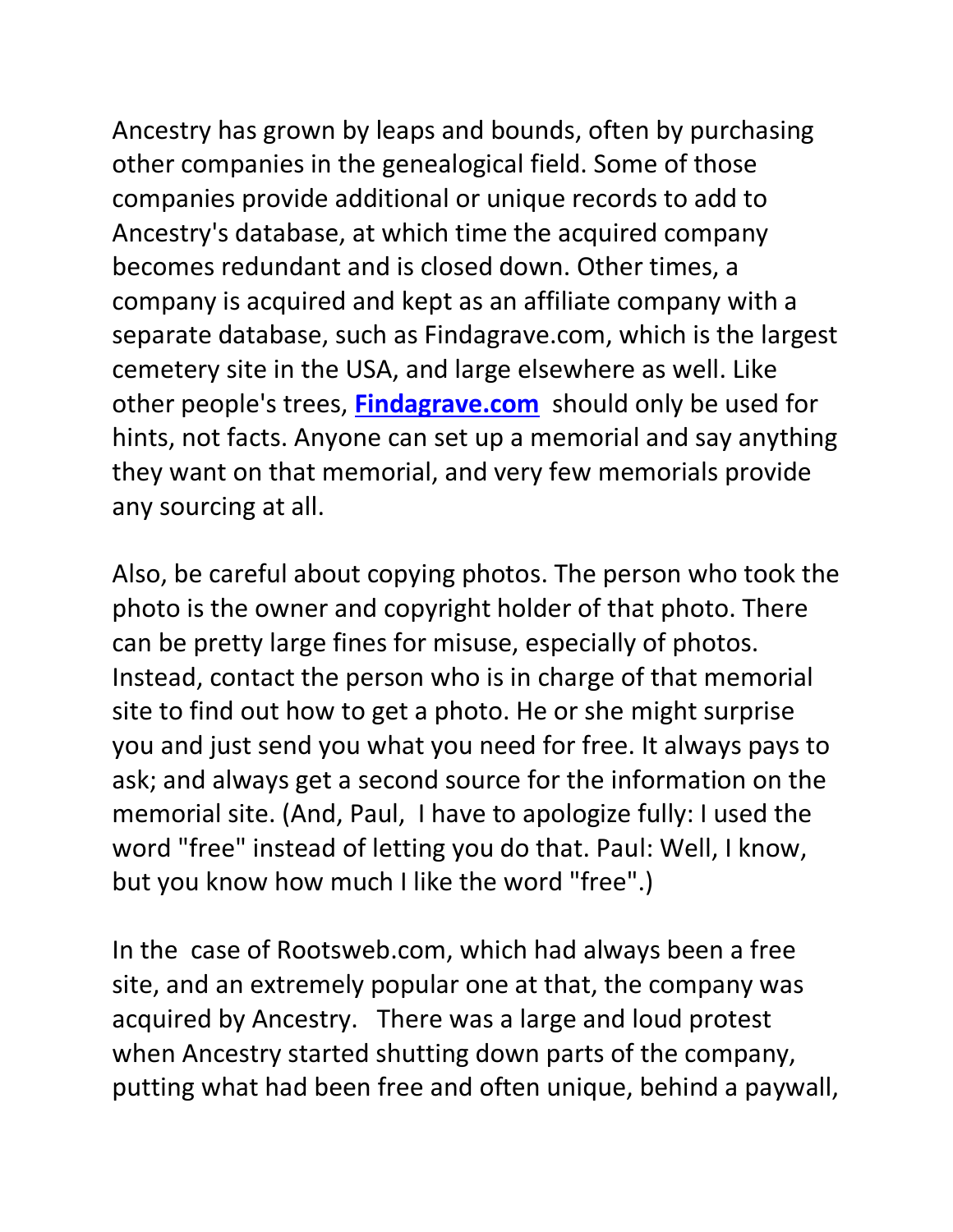Ancestry has grown by leaps and bounds, often by purchasing other companies in the genealogical field. Some of those companies provide additional or unique records to add to Ancestry's database, at which time the acquired company becomes redundant and is closed down. Other times, a company is acquired and kept as an affiliate company with a separate database, such as Findagrave.com, which is the largest cemetery site in the USA, and large elsewhere as well. Like other people's trees, **Findagrave.com** should only be used for hints, not facts. Anyone can set up a memorial and say anything they want on that memorial, and very few memorials provide any sourcing at all.

Also, be careful about copying photos. The person who took the photo is the owner and copyright holder of that photo. There can be pretty large fines for misuse, especially of photos. Instead, contact the person who is in charge of that memorial site to find out how to get a photo. He or she might surprise you and just send you what you need for free. It always pays to ask; and always get a second source for the information on the memorial site. (And, Paul, I have to apologize fully: I used the word "free" instead of letting you do that. Paul: Well, I know, but you know how much I like the word "free".)

In the case of Rootsweb.com, which had always been a free site, and an extremely popular one at that, the company was acquired by Ancestry. There was a large and loud protest when Ancestry started shutting down parts of the company, putting what had been free and often unique, behind a paywall,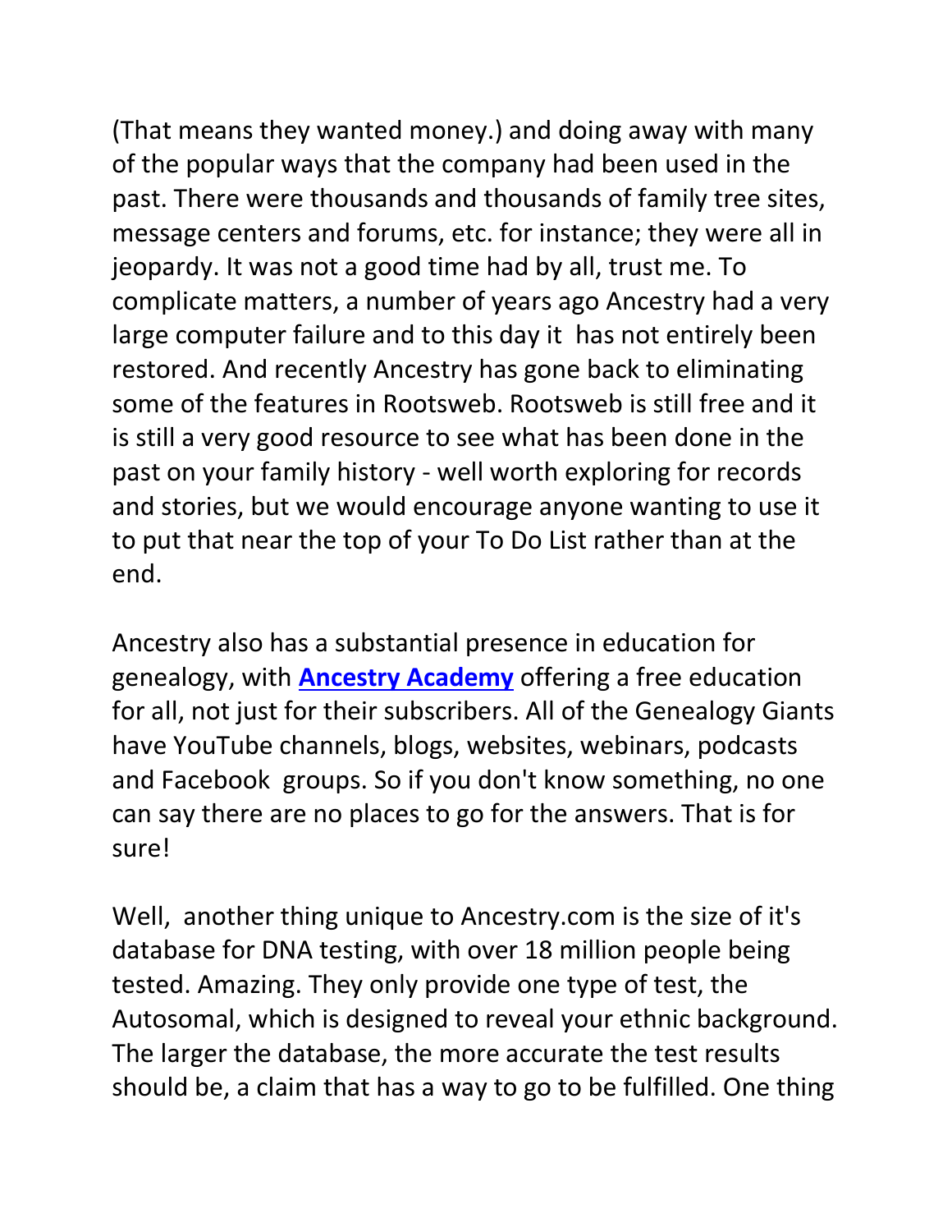(That means they wanted money.) and doing away with many of the popular ways that the company had been used in the past. There were thousands and thousands of family tree sites, message centers and forums, etc. for instance; they were all in jeopardy. It was not a good time had by all, trust me. To complicate matters, a number of years ago Ancestry had a very large computer failure and to this day it has not entirely been restored. And recently Ancestry has gone back to eliminating some of the features in Rootsweb. Rootsweb is still free and it is still a very good resource to see what has been done in the past on your family history - well worth exploring for records and stories, but we would encourage anyone wanting to use it to put that near the top of your To Do List rather than at the end.

Ancestry also has a substantial presence in education for genealogy, with **Ancestry Academy** offering a free education for all, not just for their subscribers. All of the Genealogy Giants have YouTube channels, blogs, websites, webinars, podcasts and Facebook groups. So if you don't know something, no one can say there are no places to go for the answers. That is for sure!

Well, another thing unique to Ancestry.com is the size of it's database for DNA testing, with over 18 million people being tested. Amazing. They only provide one type of test, the Autosomal, which is designed to reveal your ethnic background. The larger the database, the more accurate the test results should be, a claim that has a way to go to be fulfilled. One thing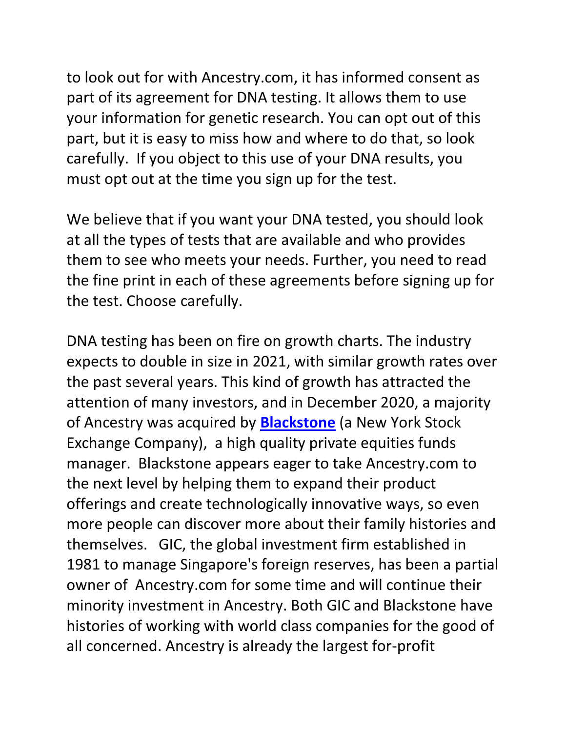to look out for with Ancestry.com, it has informed consent as part of its agreement for DNA testing. It allows them to use your information for genetic research. You can opt out of this part, but it is easy to miss how and where to do that, so look carefully.  If you object to this use of your DNA results, you must opt out at the time you sign up for the test.

We believe that if you want your DNA tested, you should look at all the types of tests that are available and who provides them to see who meets your needs. Further, you need to read the fine print in each of these agreements before signing up for the test. Choose carefully.

DNA testing has been on fire on growth charts. The industry expects to double in size in 2021, with similar growth rates over the past several years. This kind of growth has attracted the attention of many investors, and in December 2020, a majority of Ancestry was acquired by **Blackstone** (a New York Stock Exchange Company),  a high quality private equities funds manager.  Blackstone appears eager to take Ancestry.com to the next level by helping them to expand their product offerings and create technologically innovative ways, so even more people can discover more about their family histories and themselves.   GIC, the global investment firm established in 1981 to manage Singapore's foreign reserves, has been a partial owner of  Ancestry.com for some time and will continue their minority investment in Ancestry. Both GIC and Blackstone have histories of working with world class companies for the good of all concerned. Ancestry is already the largest for-profit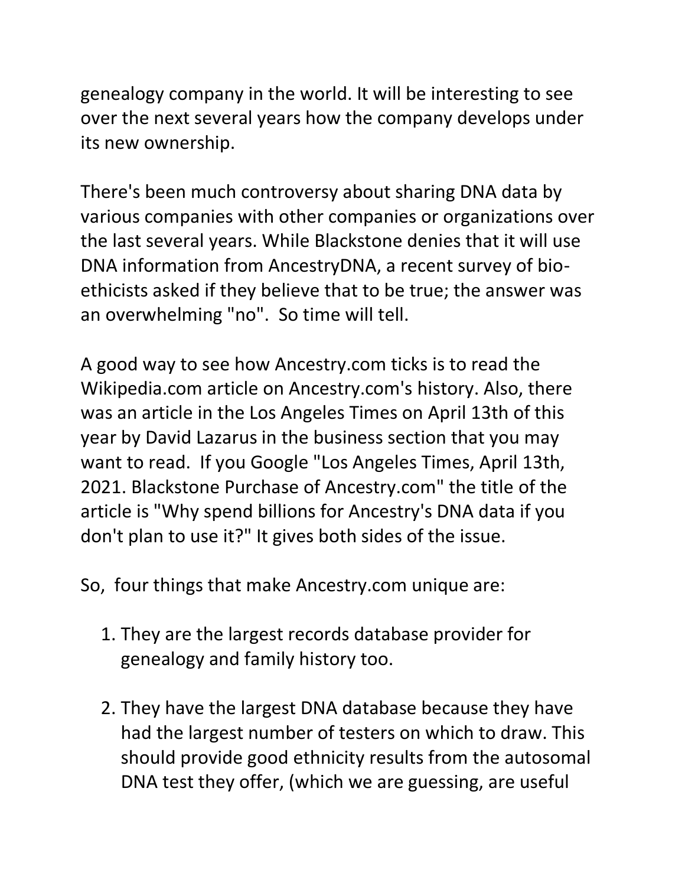genealogy company in the world. It will be interesting to see over the next several years how the company develops under its new ownership.

There's been much controversy about sharing DNA data by various companies with other companies or organizations over the last several years. While Blackstone denies that it will use DNA information from AncestryDNA, a recent survey of bio-ethicists asked if they believe that to be true; the answer was an overwhelming "no". So time will tell.

A good way to see how Ancestry.com ticks is to read the Wikipedia.com article on Ancestry.com's history. Also, there was an article in the Los Angeles Times on April 13th of this year by David Lazarus in the business section that you may want to read. If you Google "Los Angeles Times, April 13th, 2021. Blackstone Purchase of Ancestry.com" the title of the article is "Why spend billions for Ancestry's DNA data if you don't plan to use it?" It gives both sides of the issue.

So, four things that make Ancestry.com unique are:

1. They are the largest records database provider for genealogy and family history too.

2. They have the largest DNA database because they have had the largest number of testers on which to draw. This should provide good ethnicity results from the autosomal DNA test they offer, (which we are guessing, are useful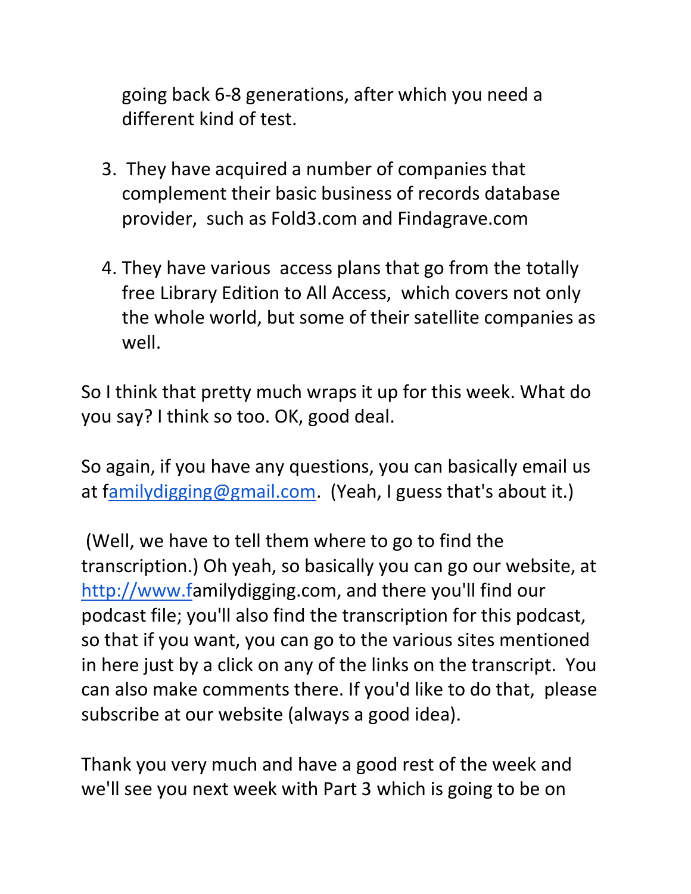going back 6-8 generations, after which you need a different kind of test.

3. They have acquired a number of companies that complement their basic business of records database provider, such as Fold3.com and Findagrave.com

4. They have various access plans that go from the totally free Library Edition to All Access, which covers not only the whole world, but some of their satellite companies as well.

So I think that pretty much wraps it up for this week. What do you say? I think so too. OK, good deal.

So again, if you have any questions, you can basically email us at familydigging@gmail.com. (Yeah, I guess that's about it.)

(Well, we have to tell them where to go to find the transcription.) Oh yeah, so basically you can go our website, at http://www.familydigging.com, and there you'll find our podcast file; you'll also find the transcription for this podcast, so that if you want, you can go to the various sites mentioned in here just by a click on any of the links on the transcript. You can also make comments there. If you'd like to do that, please subscribe at our website (always a good idea).

Thank you very much and have a good rest of the week and we'll see you next week with Part 3 which is going to be on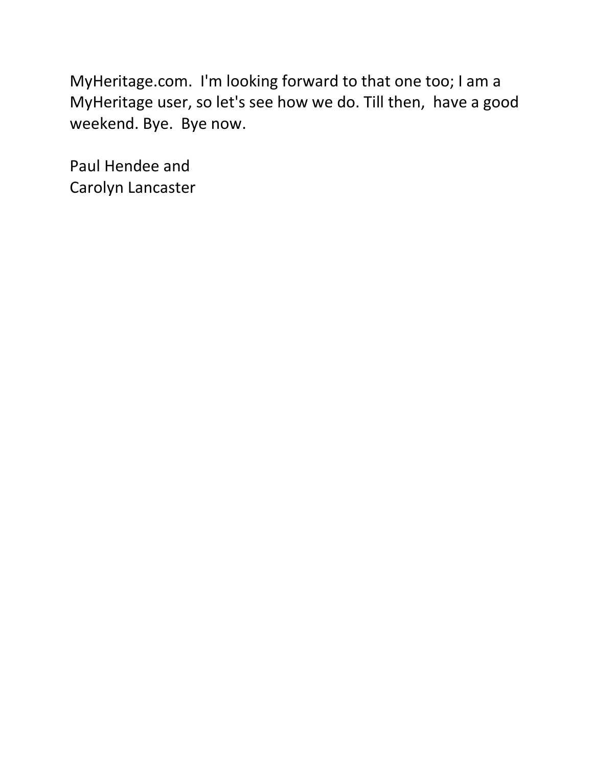MyHeritage.com. I'm looking forward to that one too; I am a MyHeritage user, so let's see how we do. Till then, have a good weekend. Bye. Bye now.

Paul Hendee and
Carolyn Lancaster